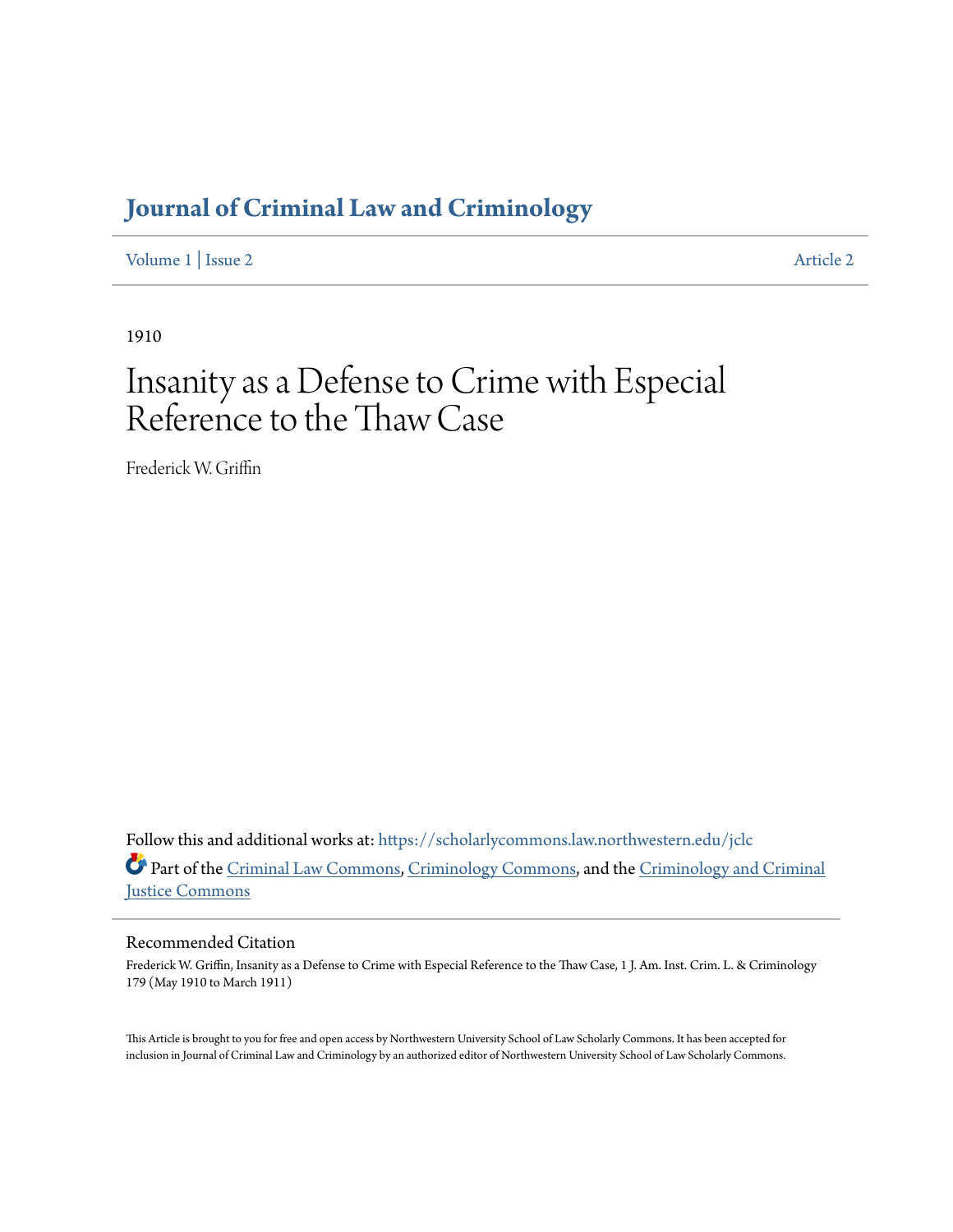# Journal of Criminal Law and Criminology

Volume 1 | Issue 2 Article 2

1910

## Insanity as a Defense to Crime with Especial Reference to the Thaw Case

Frederick W. Griffin

Follow this and additional works at: https://scholarlycommons.law.northwestern.edu/jclc

Part of the Criminal Law Commons, Criminology Commons, and the Criminology and Criminal Justice Commons

### Recommended Citation

Frederick W. Griffin, Insanity as a Defense to Crime with Especial Reference to the Thaw Case, 1 J. Am. Inst. Crim. L. & Criminology 179 (May 1910 to March 1911)

This Article is brought to you for free and open access by Northwestern University School of Law Scholarly Commons. It has been accepted for inclusion in Journal of Criminal Law and Criminology by an authorized editor of Northwestern University School of Law Scholarly Commons.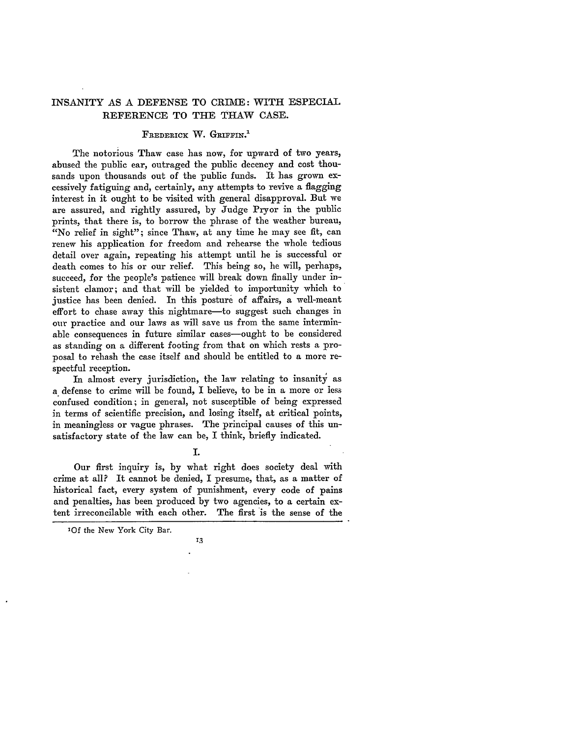# INSANITY AS A DEFENSE TO CRIME: WITH ESPECIAL REFERENCE TO THE THAW CASE.

FREDERICK W. GRIFFIN.[1]

The notorious Thaw case has now, for upward of two years, abused the public ear, outraged the public decency and cost thousands upon thousands out of the public funds. It has grown excessively fatiguing and, certainly, any attempts to revive a flagging interest in it ought to be visited with general disapproval. But we are assured, and rightly assured, by Judge Pryor in the public prints, that there is, to borrow the phrase of the weather bureau, "No relief in sight"; since Thaw, at any time he may see fit, can renew his application for freedom and rehearse the whole tedious detail over again, repeating his attempt until he is successful or death comes to his or our relief. This being so, he will, perhaps, succeed, for the people's patience will break down finally under insistent clamor; and that will be yielded to importunity which to justice has been denied. In this posture of affairs, a well-meant effort to chase away this nightmare—to suggest such changes in our practice and our laws as will save us from the same interminable consequences in future similar cases—ought to be considered as standing on a different footing from that on which rests a proposal to rehash the case itself and should be entitled to a more respectful reception.

In almost every jurisdiction, the law relating to insanity as a defense to crime will be found, I believe, to be in a more or less confused condition; in general, not susceptible of being expressed in terms of scientific precision, and losing itself, at critical points, in meaningless or vague phrases. The principal causes of this unsatisfactory state of the law can be, I think, briefly indicated.

## I.

Our first inquiry is, by what right does society deal with crime at all? It cannot be denied, I presume, that, as a matter of historical fact, every system of punishment, every code of pains and penalties, has been produced by two agencies, to a certain extent irreconcilable with each other. The first is the sense of the

[1] Of the New York City Bar.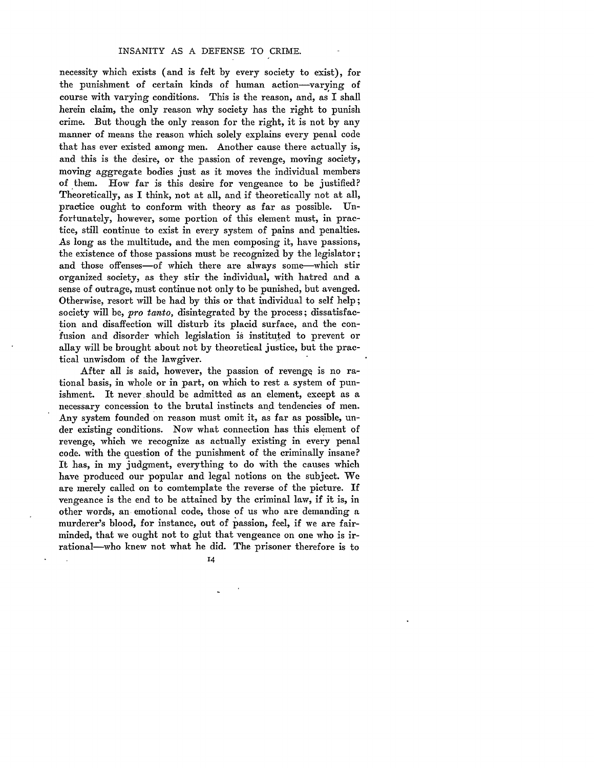necessity which exists (and is felt by every society to exist), for the punishment of certain kinds of human action—varying of course with varying conditions. This is the reason, and, as I shall herein claim, the only reason why society has the right to punish crime. But though the only reason for the right, it is not by any manner of means the reason which solely explains every penal code that has ever existed among men. Another cause there actually is, and this is the desire, or the passion of revenge, moving society, moving aggregate bodies just as it moves the individual members of them. How far is this desire for vengeance to be justified? Theoretically, as I think, not at all, and if theoretically not at all, practice ought to conform with theory as far as possible. Unfortunately, however, some portion of this element must, in practice, still continue to exist in every system of pains and penalties. As long as the multitude, and the men composing it, have passions, the existence of those passions must be recognized by the legislator; and those offenses—of which there are always some—which stir organized society, as they stir the individual, with hatred and a sense of outrage, must continue not only to be punished, but avenged. Otherwise, resort will be had by this or that individual to self help; society will be, *pro tanto*, disintegrated by the process; dissatisfaction and disaffection will disturb its placid surface, and the confusion and disorder which legislation is instituted to prevent or allay will be brought about not by theoretical justice, but the practical unwisdom of the lawgiver.

After all is said, however, the passion of revenge is no rational basis, in whole or in part, on which to rest a system of punishment. It never should be admitted as an element, except as a necessary concession to the brutal instincts and tendencies of men. Any system founded on reason must omit it, as far as possible, under existing conditions. Now what connection has this element of revenge, which we recognize as actually existing in every penal code. with the question of the punishment of the criminally insane? It has, in my judgment, everything to do with the causes which have produced our popular and legal notions on the subject. We are merely called on to comtemplate the reverse of the picture. If vengeance is the end to be attained by the criminal law, if it is, in other words, an emotional code, those of us who are demanding a murderer's blood, for instance, out of passion, feel, if we are fair-minded, that we ought not to glut that vengeance on one who is irrational—who knew not what he did. The prisoner therefore is to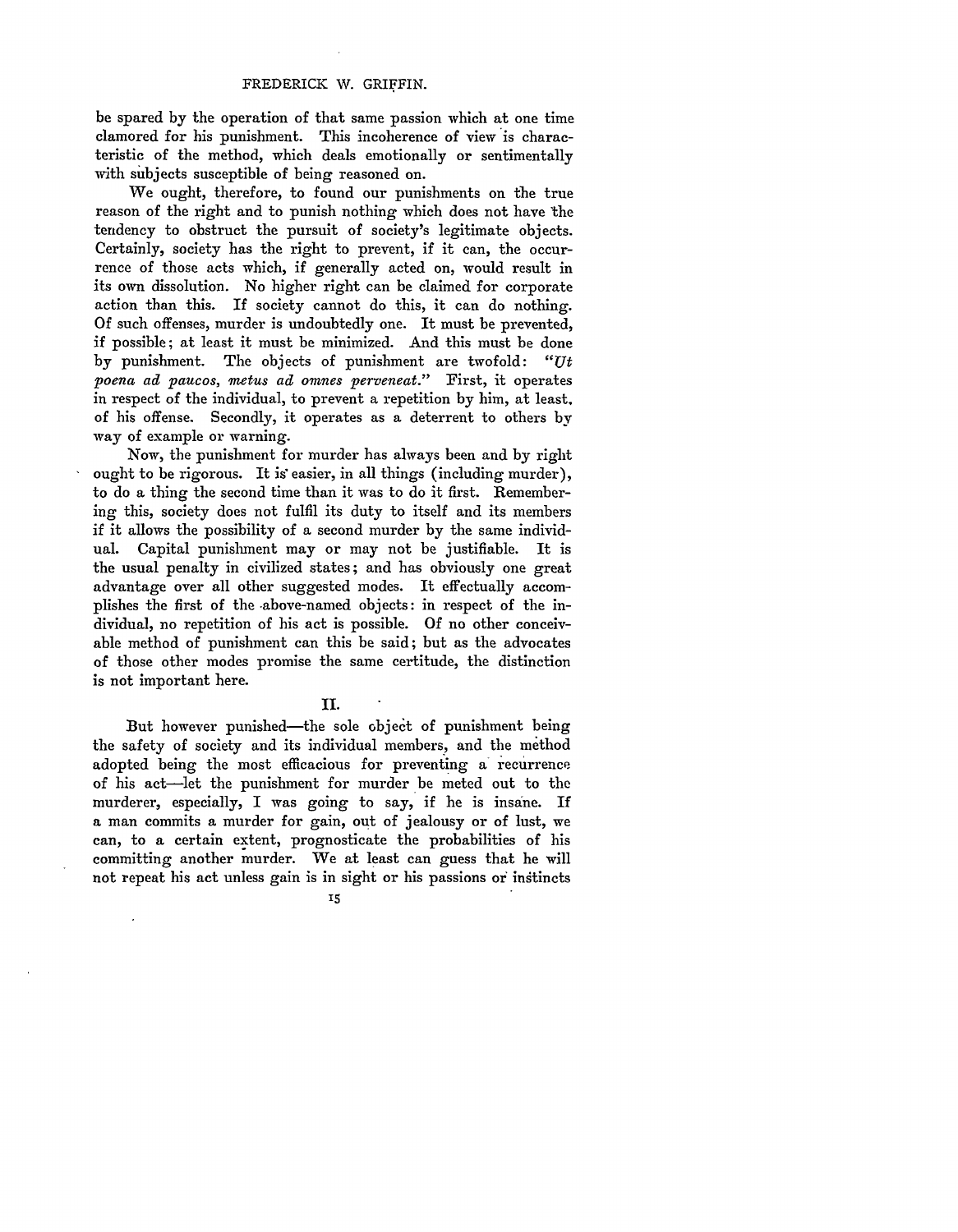be spared by the operation of that same passion which at one time clamored for his punishment. This incoherence of view is characteristic of the method, which deals emotionally or sentimentally with subjects susceptible of being reasoned on.

We ought, therefore, to found our punishments on the true reason of the right and to punish nothing which does not have the tendency to obstruct the pursuit of society's legitimate objects. Certainly, society has the right to prevent, if it can, the occurrence of those acts which, if generally acted on, would result in its own dissolution. No higher right can be claimed for corporate action than this. If society cannot do this, it can do nothing. Of such offenses, murder is undoubtedly one. It must be prevented, if possible; at least it must be minimized. And this must be done by punishment. The objects of punishment are twofold: *"Ut poena ad paucos, metus ad omnes perveneat."* First, it operates in respect of the individual, to prevent a repetition by him, at least, of his offense. Secondly, it operates as a deterrent to others by way of example or warning.

Now, the punishment for murder has always been and by right ought to be rigorous. It is easier, in all things (including murder), to do a thing the second time than it was to do it first. Remembering this, society does not fulfil its duty to itself and its members if it allows the possibility of a second murder by the same individual. Capital punishment may or may not be justifiable. It is the usual penalty in civilized states; and has obviously one great advantage over all other suggested modes. It effectually accomplishes the first of the above-named objects: in respect of the individual, no repetition of his act is possible. Of no other conceivable method of punishment can this be said; but as the advocates of those other modes promise the same certitude, the distinction is not important here.

## II.

But however punished—the sole object of punishment being the safety of society and its individual members, and the method adopted being the most efficacious for preventing a recurrence of his act—let the punishment for murder be meted out to the murderer, especially, I was going to say, if he is insane. If a man commits a murder for gain, out of jealousy or of lust, we can, to a certain extent, prognosticate the probabilities of his committing another murder. We at least can guess that he will not repeat his act unless gain is in sight or his passions or instincts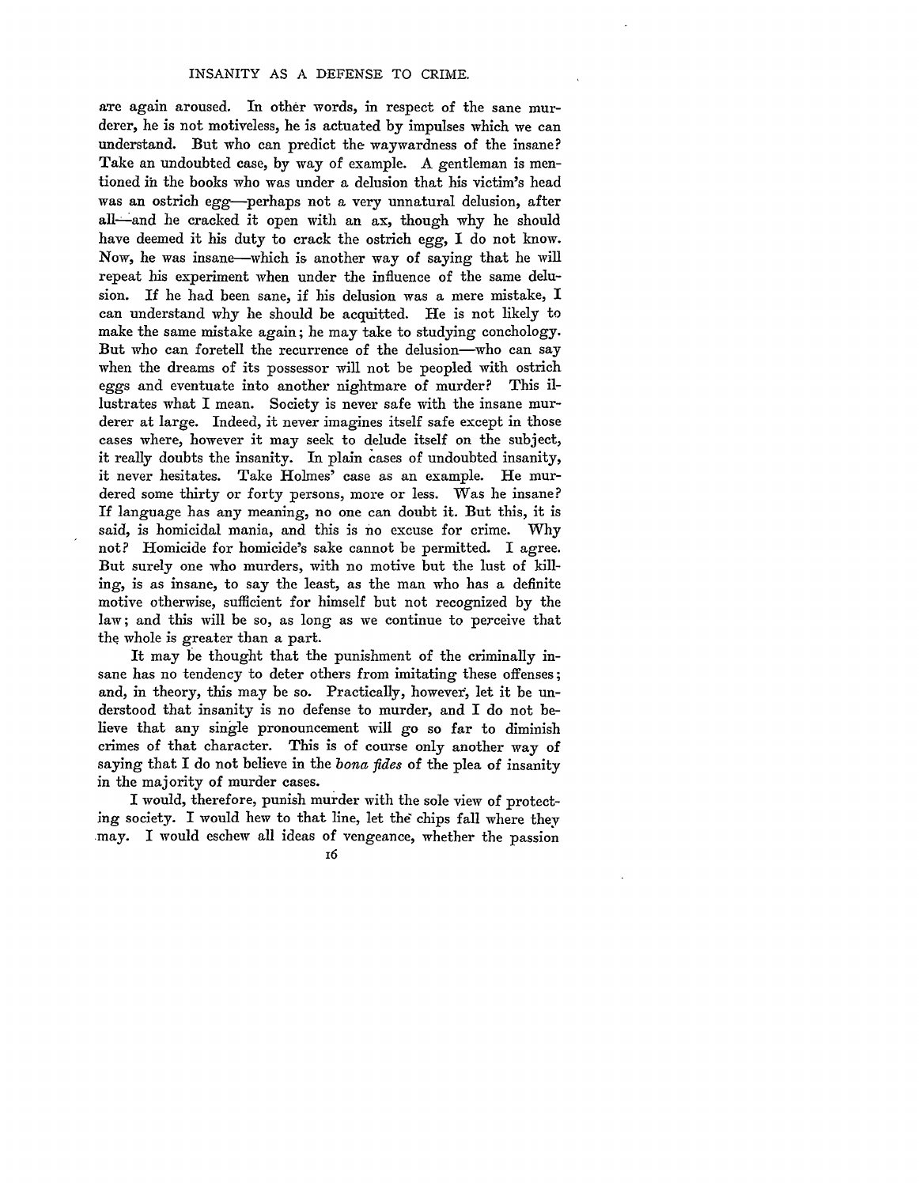are again aroused. In other words, in respect of the sane murderer, he is not motiveless, he is actuated by impulses which we can understand. But who can predict the waywardness of the insane? Take an undoubted case, by way of example. A gentleman is mentioned in the books who was under a delusion that his victim's head was an ostrich egg—perhaps not a very unnatural delusion, after all—and he cracked it open with an ax, though why he should have deemed it his duty to crack the ostrich egg, I do not know. Now, he was insane—which is another way of saying that he will repeat his experiment when under the influence of the same delusion. If he had been sane, if his delusion was a mere mistake, I can understand why he should be acquitted. He is not likely to make the same mistake again; he may take to studying conchology. But who can foretell the recurrence of the delusion—who can say when the dreams of its possessor will not be peopled with ostrich eggs and eventuate into another nightmare of murder? This illustrates what I mean. Society is never safe with the insane murderer at large. Indeed, it never imagines itself safe except in those cases where, however it may seek to delude itself on the subject, it really doubts the insanity. In plain cases of undoubted insanity, it never hesitates. Take Holmes' case as an example. He murdered some thirty or forty persons, more or less. Was he insane? If language has any meaning, no one can doubt it. But this, it is said, is homicidal mania, and this is no excuse for crime. Why not? Homicide for homicide's sake cannot be permitted. I agree. But surely one who murders, with no motive but the lust of killing, is as insane, to say the least, as the man who has a definite motive otherwise, sufficient for himself but not recognized by the law; and this will be so, as long as we continue to perceive that the whole is greater than a part.

It may be thought that the punishment of the criminally insane has no tendency to deter others from imitating these offenses; and, in theory, this may be so. Practically, however, let it be understood that insanity is no defense to murder, and I do not believe that any single pronouncement will go so far to diminish crimes of that character. This is of course only another way of saying that I do not believe in the *bona fides* of the plea of insanity in the majority of murder cases.

I would, therefore, punish murder with the sole view of protecting society. I would hew to that line, let the chips fall where they may. I would eschew all ideas of vengeance, whether the passion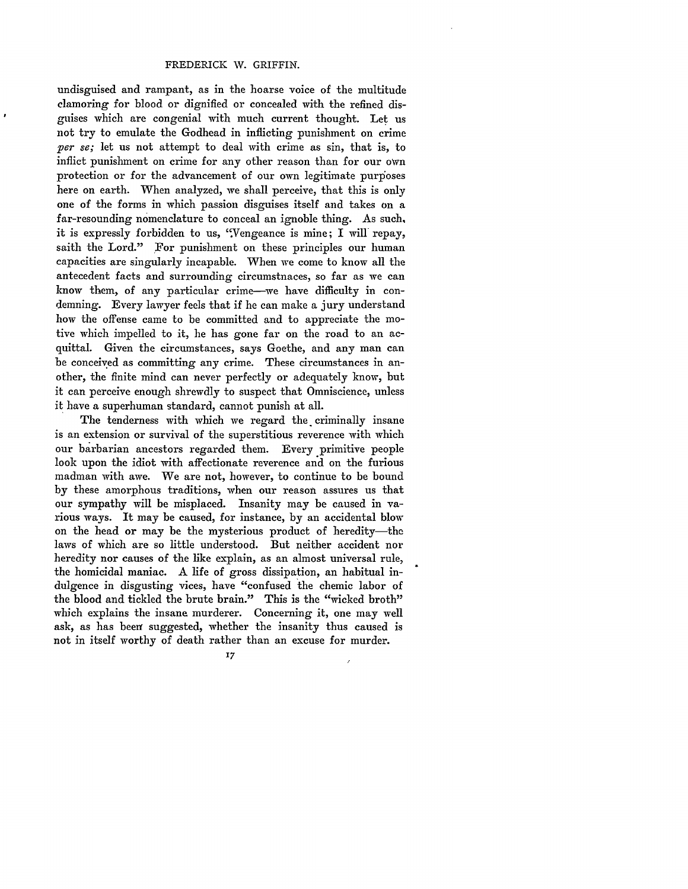undisguised and rampant, as in the hoarse voice of the multitude clamoring for blood or dignified or concealed with the refined disguises which are congenial with much current thought. Let us not try to emulate the Godhead in inflicting punishment on crime *per se;* let us not attempt to deal with crime as sin, that is, to inflict punishment on crime for any other reason than for our own protection or for the advancement of our own legitimate purposes here on earth. When analyzed, we shall perceive, that this is only one of the forms in which passion disguises itself and takes on a far-resounding nomenclature to conceal an ignoble thing. As such, it is expressly forbidden to us, "Vengeance is mine; I will repay, saith the Lord." For punishment on these principles our human capacities are singularly incapable. When we come to know all the antecedent facts and surrounding circumstnaces, so far as we can know them, of any particular crime—we have difficulty in condemning. Every lawyer feels that if he can make a jury understand how the offense came to be committed and to appreciate the motive which impelled to it, he has gone far on the road to an acquittal. Given the circumstances, says Goethe, and any man can be conceived as committing any crime. These circumstances in another, the finite mind can never perfectly or adequately know, but it can perceive enough shrewdly to suspect that Omniscience, unless it have a superhuman standard, cannot punish at all.

The tenderness with which we regard the criminally insane is an extension or survival of the superstitious reverence with which our barbarian ancestors regarded them. Every primitive people look upon the idiot with affectionate reverence and on the furious madman with awe. We are not, however, to continue to be bound by these amorphous traditions, when our reason assures us that our sympathy will be misplaced. Insanity may be caused in various ways. It may be caused, for instance, by an accidental blow on the head or may be the mysterious product of heredity—the laws of which are so little understood. But neither accident nor heredity nor causes of the like explain, as an almost universal rule, the homicidal maniac. A life of gross dissipation, an habitual indulgence in disgusting vices, have "confused the chemic labor of the blood and tickled the brute brain." This is the "wicked broth" which explains the insane murderer. Concerning it, one may well ask, as has been suggested, whether the insanity thus caused is not in itself worthy of death rather than an excuse for murder.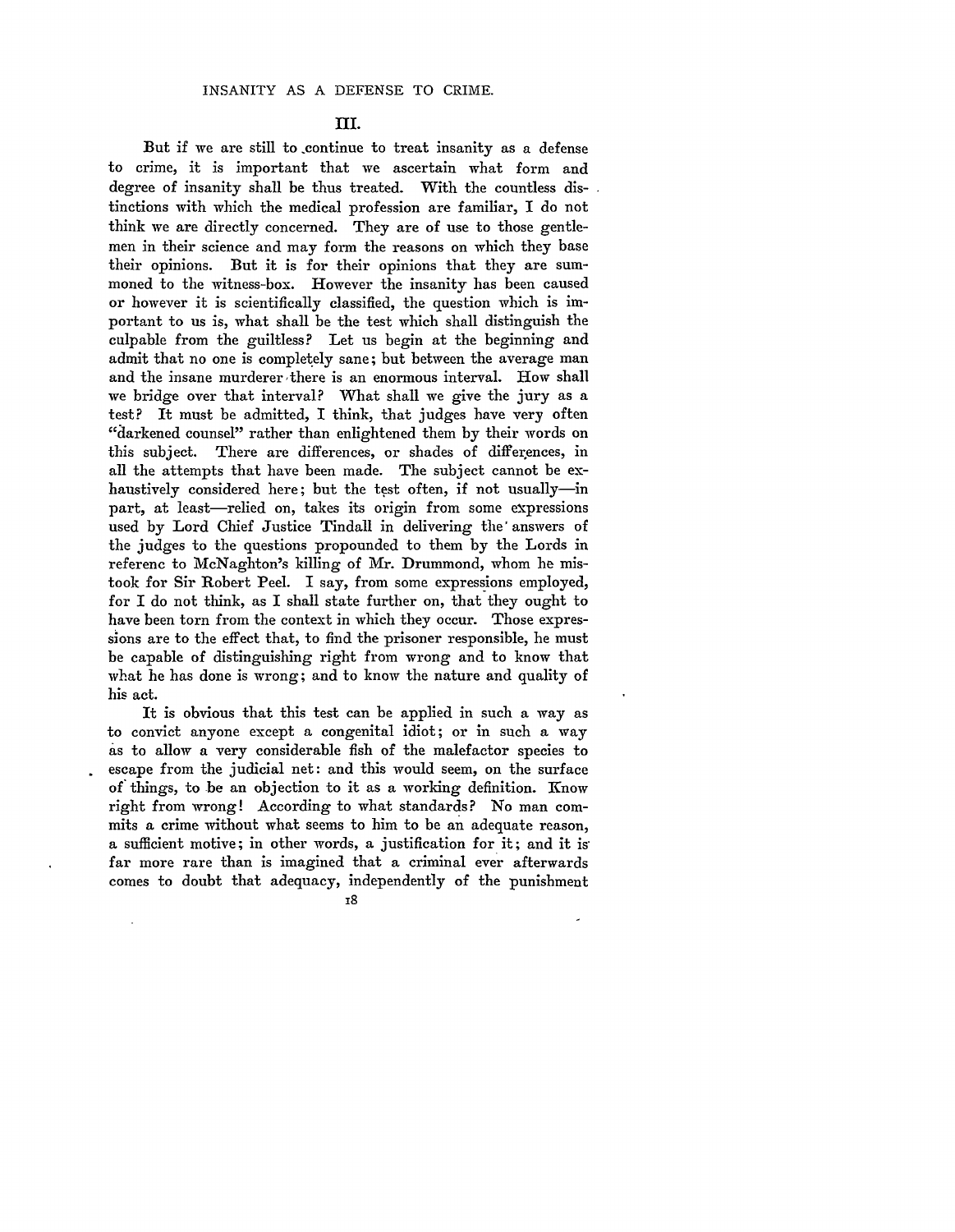## III.

But if we are still to continue to treat insanity as a defense to crime, it is important that we ascertain what form and degree of insanity shall be thus treated. With the countless distinctions with which the medical profession are familiar, I do not think we are directly concerned. They are of use to those gentlemen in their science and may form the reasons on which they base their opinions. But it is for their opinions that they are summoned to the witness-box. However the insanity has been caused or however it is scientifically classified, the question which is important to us is, what shall be the test which shall distinguish the culpable from the guiltless? Let us begin at the beginning and admit that no one is completely sane; but between the average man and the insane murderer there is an enormous interval. How shall we bridge over that interval? What shall we give the jury as a test? It must be admitted, I think, that judges have very often "darkened counsel" rather than enlightened them by their words on this subject. There are differences, or shades of differences, in all the attempts that have been made. The subject cannot be exhaustively considered here; but the test often, if not usually—in part, at least—relied on, takes its origin from some expressions used by Lord Chief Justice Tindall in delivering the answers of the judges to the questions propounded to them by the Lords in referenc to McNaghton's killing of Mr. Drummond, whom he mistook for Sir Robert Peel. I say, from some expressions employed, for I do not think, as I shall state further on, that they ought to have been torn from the context in which they occur. Those expressions are to the effect that, to find the prisoner responsible, he must be capable of distinguishing right from wrong and to know that what he has done is wrong; and to know the nature and quality of his act.

It is obvious that this test can be applied in such a way as to convict anyone except a congenital idiot; or in such a way as to allow a very considerable fish of the malefactor species to escape from the judicial net: and this would seem, on the surface of things, to be an objection to it as a working definition. Know right from wrong! According to what standards? No man commits a crime without what seems to him to be an adequate reason, a sufficient motive; in other words, a justification for it; and it is far more rare than is imagined that a criminal ever afterwards comes to doubt that adequacy, independently of the punishment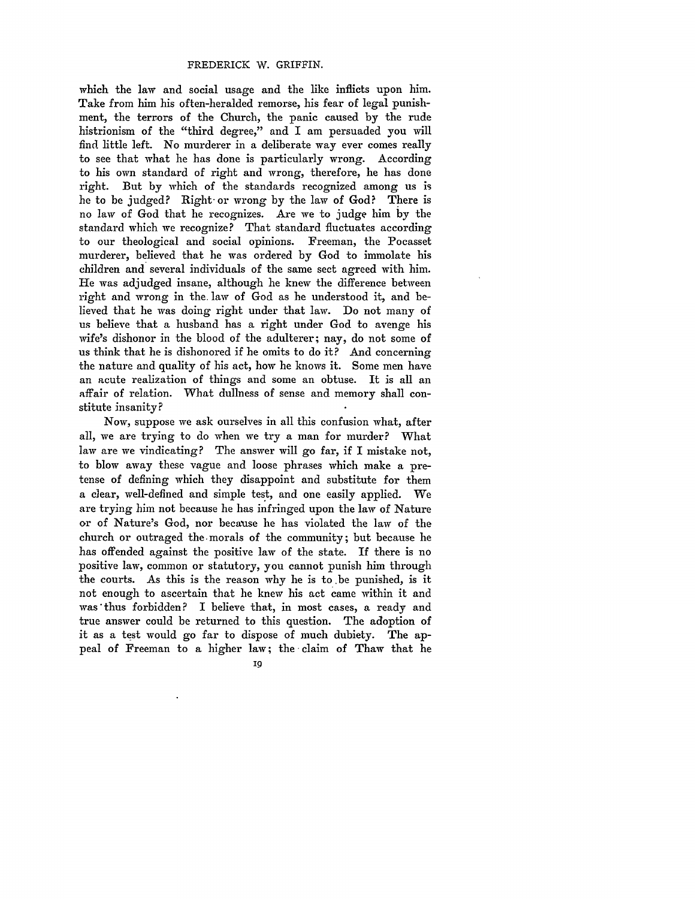which the law and social usage and the like inflicts upon him. Take from him his often-heralded remorse, his fear of legal punishment, the terrors of the Church, the panic caused by the rude histrionism of the "third degree," and I am persuaded you will find little left. No murderer in a deliberate way ever comes really to see that what he has done is particularly wrong. According to his own standard of right and wrong, therefore, he has done right. But by which of the standards recognized among us is he to be judged? Right or wrong by the law of God? There is no law of God that he recognizes. Are we to judge him by the standard which we recognize? That standard fluctuates according to our theological and social opinions. Freeman, the Pocasset murderer, believed that he was ordered by God to immolate his children and several individuals of the same sect agreed with him. He was adjudged insane, although he knew the difference between right and wrong in the law of God as he understood it, and believed that he was doing right under that law. Do not many of us believe that a husband has a right under God to avenge his wife's dishonor in the blood of the adulterer; nay, do not some of us think that he is dishonored if he omits to do it? And concerning the nature and quality of his act, how he knows it. Some men have an acute realization of things and some an obtuse. It is all an affair of relation. What dullness of sense and memory shall constitute insanity?

Now, suppose we ask ourselves in all this confusion what, after all, we are trying to do when we try a man for murder? What law are we vindicating? The answer will go far, if I mistake not, to blow away these vague and loose phrases which make a pretense of defining which they disappoint and substitute for them a clear, well-defined and simple test, and one easily applied. We are trying him not because he has infringed upon the law of Nature or of Nature's God, nor because he has violated the law of the church or outraged the morals of the community; but because he has offended against the positive law of the state. If there is no positive law, common or statutory, you cannot punish him through the courts. As this is the reason why he is to be punished, is it not enough to ascertain that he knew his act came within it and was thus forbidden? I believe that, in most cases, a ready and true answer could be returned to this question. The adoption of it as a test would go far to dispose of much dubiety. The appeal of Freeman to a higher law; the claim of Thaw that he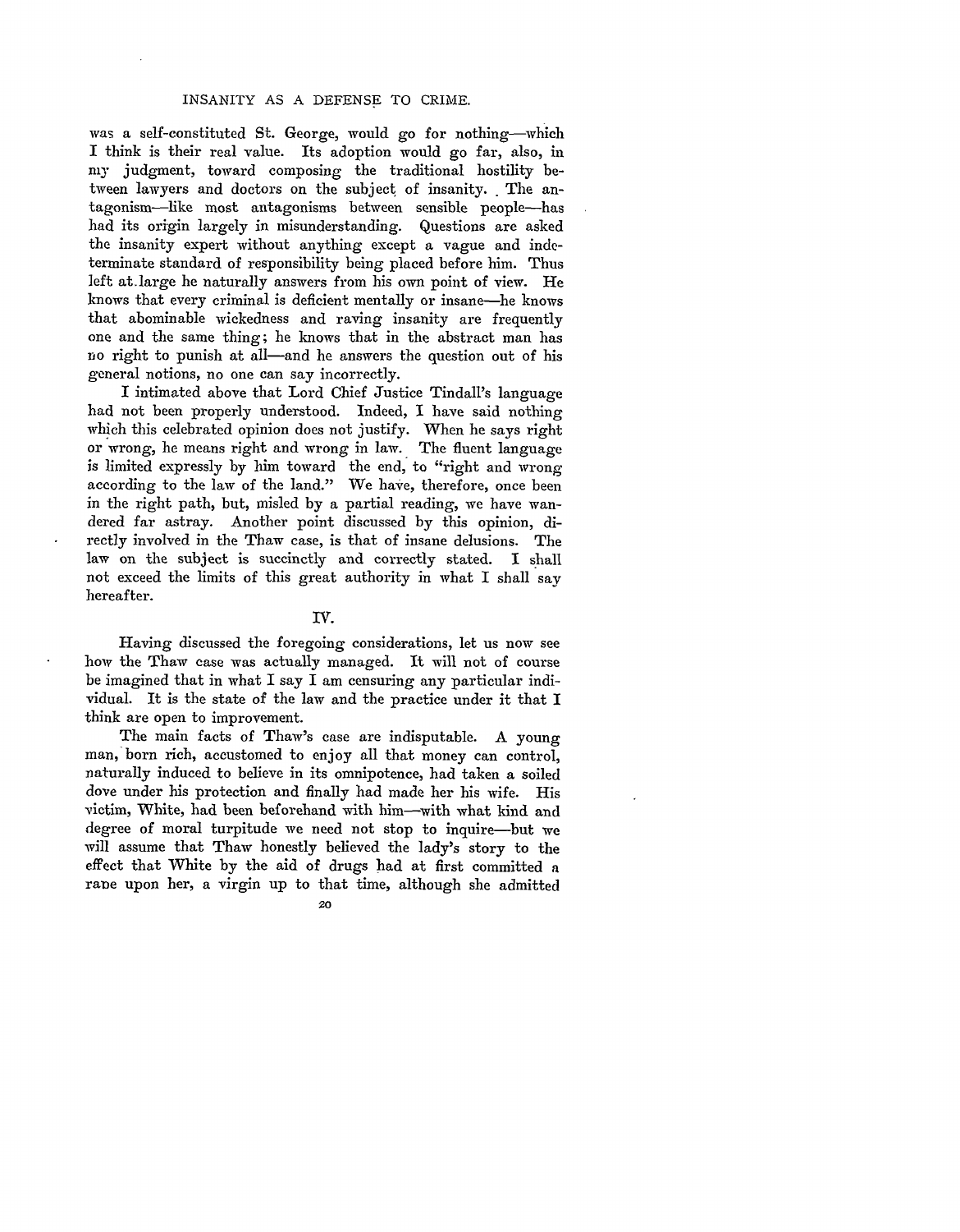was a self-constituted St. George, would go for nothing—which I think is their real value. Its adoption would go far, also, in my judgment, toward composing the traditional hostility between lawyers and doctors on the subject of insanity. The antagonism—like most antagonisms between sensible people—has had its origin largely in misunderstanding. Questions are asked the insanity expert without anything except a vague and indeterminate standard of responsibility being placed before him. Thus left at large he naturally answers from his own point of view. He knows that every criminal is deficient mentally or insane—he knows that abominable wickedness and raving insanity are frequently one and the same thing; he knows that in the abstract man has no right to punish at all—and he answers the question out of his general notions, no one can say incorrectly.

I intimated above that Lord Chief Justice Tindall's language had not been properly understood. Indeed, I have said nothing which this celebrated opinion does not justify. When he says right or wrong, he means right and wrong in law. The fluent language is limited expressly by him toward the end, to "right and wrong according to the law of the land." We have, therefore, once been in the right path, but, misled by a partial reading, we have wandered far astray. Another point discussed by this opinion, directly involved in the Thaw case, is that of insane delusions. The law on the subject is succinctly and correctly stated. I shall not exceed the limits of this great authority in what I shall say hereafter.

## IV.

Having discussed the foregoing considerations, let us now see how the Thaw case was actually managed. It will not of course be imagined that in what I say I am censuring any particular individual. It is the state of the law and the practice under it that I think are open to improvement.

The main facts of Thaw's case are indisputable. A young man, born rich, accustomed to enjoy all that money can control, naturally induced to believe in its omnipotence, had taken a soiled dove under his protection and finally had made her his wife. His victim, White, had been beforehand with him—with what kind and degree of moral turpitude we need not stop to inquire—but we will assume that Thaw honestly believed the lady's story to the effect that White by the aid of drugs had at first committed a rape upon her, a virgin up to that time, although she admitted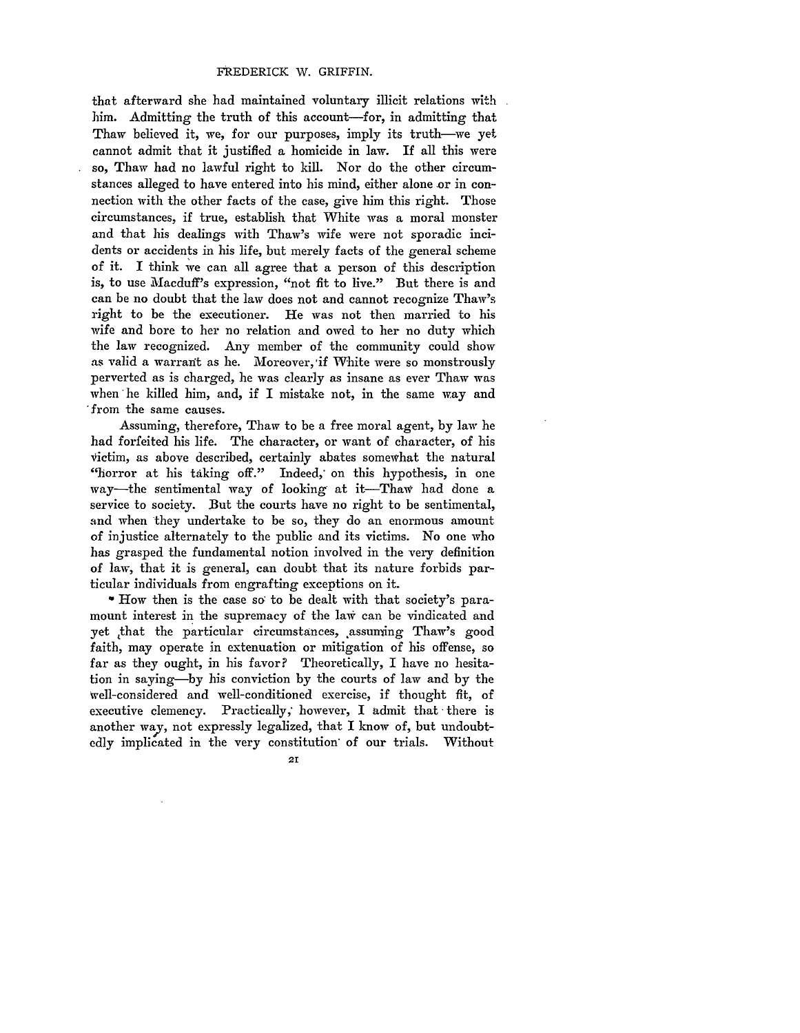that afterward she had maintained voluntary illicit relations with him. Admitting the truth of this account—for, in admitting that Thaw believed it, we, for our purposes, imply its truth—we yet cannot admit that it justified a homicide in law. If all this were so, Thaw had no lawful right to kill. Nor do the other circumstances alleged to have entered into his mind, either alone or in connection with the other facts of the case, give him this right. Those circumstances, if true, establish that White was a moral monster and that his dealings with Thaw's wife were not sporadic incidents or accidents in his life, but merely facts of the general scheme of it. I think we can all agree that a person of this description is, to use Macduff's expression, "not fit to live." But there is and can be no doubt that the law does not and cannot recognize Thaw's right to be the executioner. He was not then married to his wife and bore to her no relation and owed to her no duty which the law recognized. Any member of the community could show as valid a warrant as he. Moreover, if White were so monstrously perverted as is charged, he was clearly as insane as ever Thaw was when he killed him, and, if I mistake not, in the same way and from the same causes.

Assuming, therefore, Thaw to be a free moral agent, by law he had forfeited his life. The character, or want of character, of his victim, as above described, certainly abates somewhat the natural "horror at his taking off." Indeed, on this hypothesis, in one way—the sentimental way of looking at it—Thaw had done a service to society. But the courts have no right to be sentimental, and when they undertake to be so, they do an enormous amount of injustice alternately to the public and its victims. No one who has grasped the fundamental notion involved in the very definition of law, that it is general, can doubt that its nature forbids particular individuals from engrafting exceptions on it.

How then is the case so to be dealt with that society's paramount interest in the supremacy of the law can be vindicated and yet that the particular circumstances, assuming Thaw's good faith, may operate in extenuation or mitigation of his offense, so far as they ought, in his favor? Theoretically, I have no hesitation in saying—by his conviction by the courts of law and by the well-considered and well-conditioned exercise, if thought fit, of executive clemency. Practically, however, I admit that there is another way, not expressly legalized, that I know of, but undoubtedly implicated in the very constitution of our trials. Without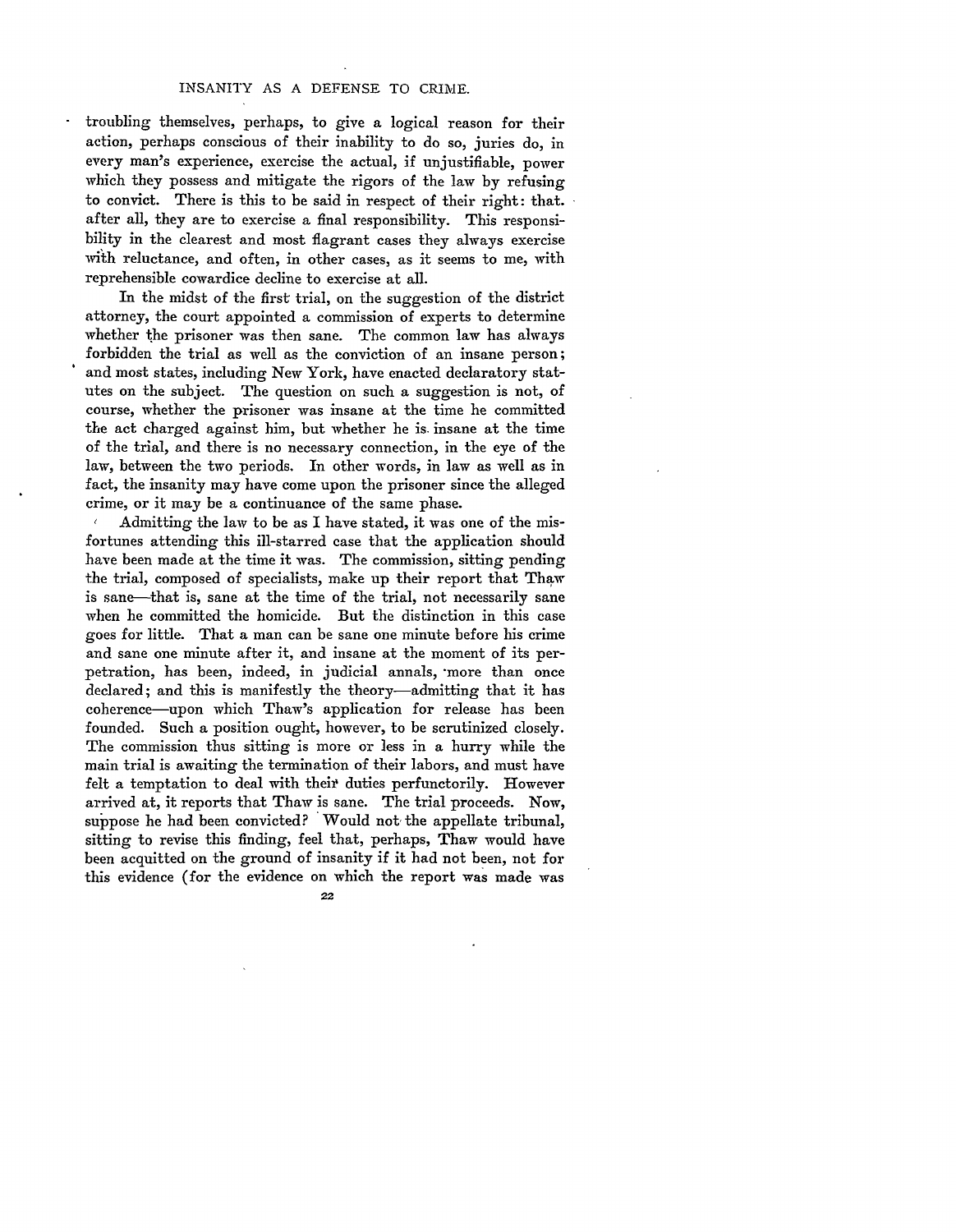troubling themselves, perhaps, to give a logical reason for their action, perhaps conscious of their inability to do so, juries do, in every man's experience, exercise the actual, if unjustifiable, power which they possess and mitigate the rigors of the law by refusing to convict. There is this to be said in respect of their right: that. after all, they are to exercise a final responsibility. This responsibility in the clearest and most flagrant cases they always exercise with reluctance, and often, in other cases, as it seems to me, with reprehensible cowardice decline to exercise at all.

In the midst of the first trial, on the suggestion of the district attorney, the court appointed a commission of experts to determine whether the prisoner was then sane. The common law has always forbidden the trial as well as the conviction of an insane person; and most states, including New York, have enacted declaratory statutes on the subject. The question on such a suggestion is not, of course, whether the prisoner was insane at the time he committed the act charged against him, but whether he is insane at the time of the trial, and there is no necessary connection, in the eye of the law, between the two periods. In other words, in law as well as in fact, the insanity may have come upon the prisoner since the alleged crime, or it may be a continuance of the same phase.

Admitting the law to be as I have stated, it was one of the misfortunes attending this ill-starred case that the application should have been made at the time it was. The commission, sitting pending the trial, composed of specialists, make up their report that Thaw is sane—that is, sane at the time of the trial, not necessarily sane when he committed the homicide. But the distinction in this case goes for little. That a man can be sane one minute before his crime and sane one minute after it, and insane at the moment of its perpetration, has been, indeed, in judicial annals, more than once declared; and this is manifestly the theory—admitting that it has coherence—upon which Thaw's application for release has been founded. Such a position ought, however, to be scrutinized closely. The commission thus sitting is more or less in a hurry while the main trial is awaiting the termination of their labors, and must have felt a temptation to deal with their duties perfunctorily. However arrived at, it reports that Thaw is sane. The trial proceeds. Now, suppose he had been convicted? Would not the appellate tribunal, sitting to revise this finding, feel that, perhaps, Thaw would have been acquitted on the ground of insanity if it had not been, not for this evidence (for the evidence on which the report was made was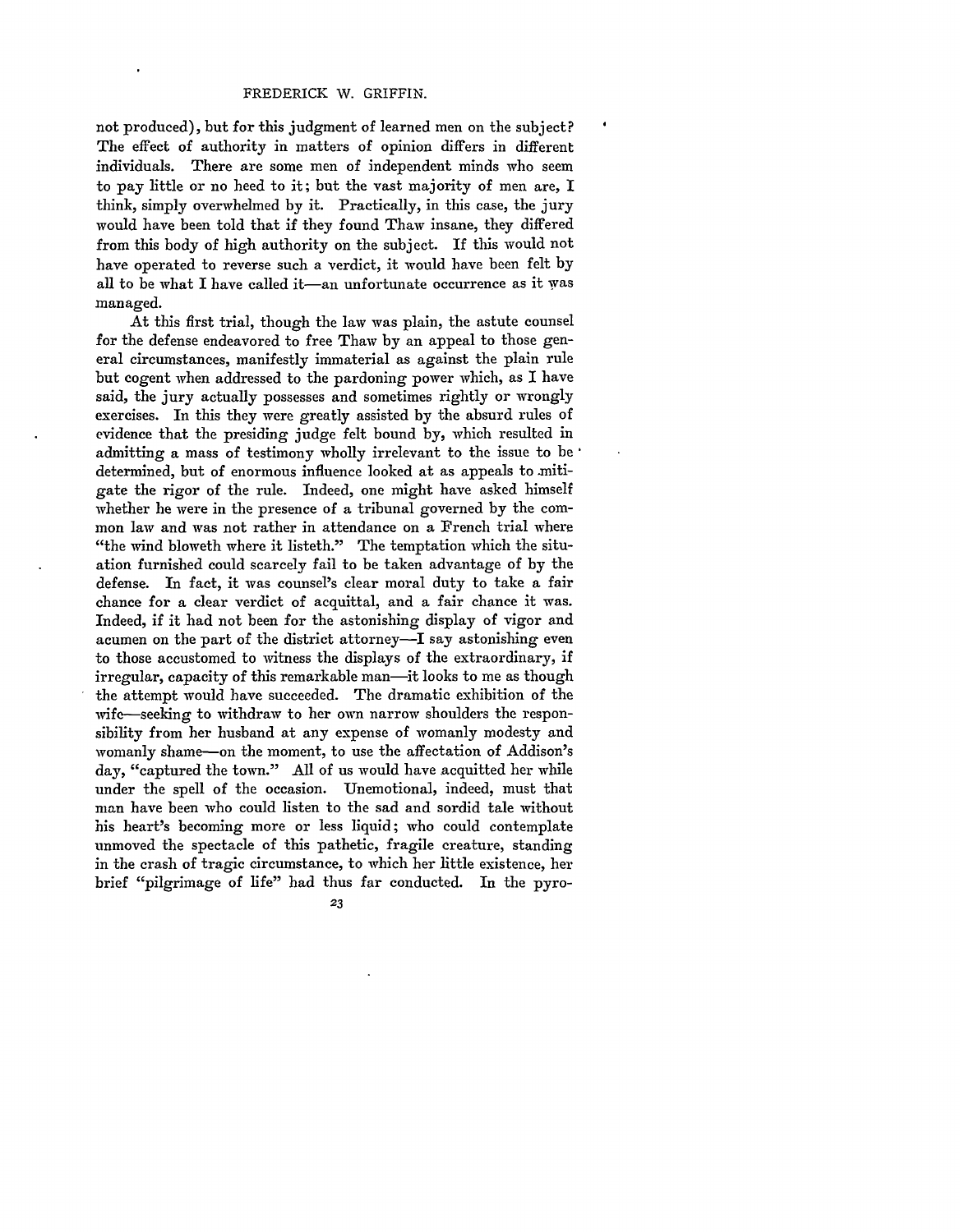not produced), but for this judgment of learned men on the subject? The effect of authority in matters of opinion differs in different individuals. There are some men of independent minds who seem to pay little or no heed to it; but the vast majority of men are, I think, simply overwhelmed by it. Practically, in this case, the jury would have been told that if they found Thaw insane, they differed from this body of high authority on the subject. If this would not have operated to reverse such a verdict, it would have been felt by all to be what I have called it—an unfortunate occurrence as it was managed.

At this first trial, though the law was plain, the astute counsel for the defense endeavored to free Thaw by an appeal to those general circumstances, manifestly immaterial as against the plain rule but cogent when addressed to the pardoning power which, as I have said, the jury actually possesses and sometimes rightly or wrongly exercises. In this they were greatly assisted by the absurd rules of evidence that the presiding judge felt bound by, which resulted in admitting a mass of testimony wholly irrelevant to the issue to be determined, but of enormous influence looked at as appeals to mitigate the rigor of the rule. Indeed, one might have asked himself whether he were in the presence of a tribunal governed by the common law and was not rather in attendance on a French trial where "the wind bloweth where it listeth." The temptation which the situation furnished could scarcely fail to be taken advantage of by the defense. In fact, it was counsel's clear moral duty to take a fair chance for a clear verdict of acquittal, and a fair chance it was. Indeed, if it had not been for the astonishing display of vigor and acumen on the part of the district attorney—I say astonishing even to those accustomed to witness the displays of the extraordinary, if irregular, capacity of this remarkable man—it looks to me as though the attempt would have succeeded. The dramatic exhibition of the wife—seeking to withdraw to her own narrow shoulders the responsibility from her husband at any expense of womanly modesty and womanly shame—on the moment, to use the affectation of Addison's day, "captured the town." All of us would have acquitted her while under the spell of the occasion. Unemotional, indeed, must that man have been who could listen to the sad and sordid tale without his heart's becoming more or less liquid; who could contemplate unmoved the spectacle of this pathetic, fragile creature, standing in the crash of tragic circumstance, to which her little existence, her brief "pilgrimage of life" had thus far conducted. In the pyro-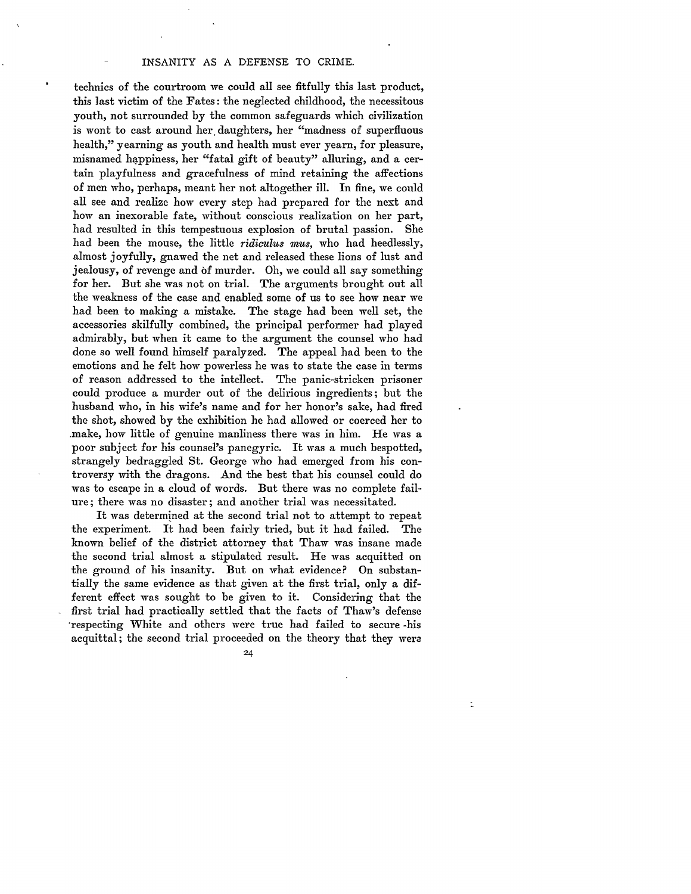technics of the courtroom we could all see fitfully this last product, this last victim of the Fates: the neglected childhood, the necessitous youth, not surrounded by the common safeguards which civilization is wont to cast around her daughters, her "madness of superfluous health," yearning as youth and health must ever yearn, for pleasure, misnamed happiness, her "fatal gift of beauty" alluring, and a certain playfulness and gracefulness of mind retaining the affections of men who, perhaps, meant her not altogether ill. In fine, we could all see and realize how every step had prepared for the next and how an inexorable fate, without conscious realization on her part, had resulted in this tempestuous explosion of brutal passion. She had been the mouse, the little *ridiculus mus,* who had heedlessly, almost joyfully, gnawed the net and released these lions of lust and jealousy, of revenge and of murder. Oh, we could all say something for her. But she was not on trial. The arguments brought out all the weakness of the case and enabled some of us to see how near we had been to making a mistake. The stage had been well set, the accessories skilfully combined, the principal performer had played admirably, but when it came to the argument the counsel who had done so well found himself paralyzed. The appeal had been to the emotions and he felt how powerless he was to state the case in terms of reason addressed to the intellect. The panic-stricken prisoner could produce a murder out of the delirious ingredients; but the husband who, in his wife's name and for her honor's sake, had fired the shot, showed by the exhibition he had allowed or coerced her to make, how little of genuine manliness there was in him. He was a poor subject for his counsel's panegyric. It was a much bespotted, strangely bedraggled St. George who had emerged from his controversy with the dragons. And the best that his counsel could do was to escape in a cloud of words. But there was no complete failure; there was no disaster; and another trial was necessitated.

It was determined at the second trial not to attempt to repeat the experiment. It had been fairly tried, but it had failed. The known belief of the district attorney that Thaw was insane made the second trial almost a stipulated result. He was acquitted on the ground of his insanity. But on what evidence? On substantially the same evidence as that given at the first trial, only a different effect was sought to be given to it. Considering that the first trial had practically settled that the facts of Thaw's defense respecting White and others were true had failed to secure his acquittal; the second trial proceeded on the theory that they were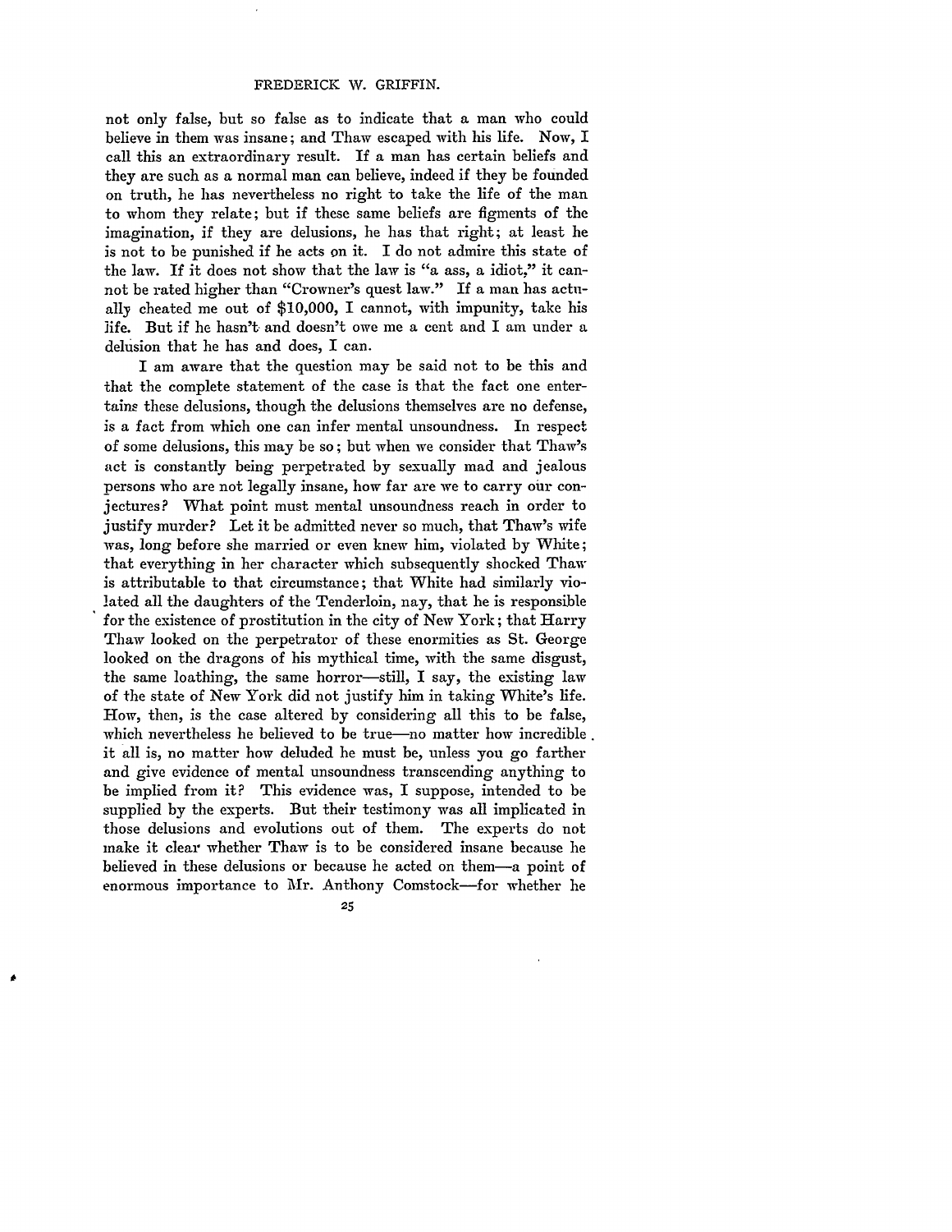not only false, but so false as to indicate that a man who could believe in them was insane; and Thaw escaped with his life. Now, I call this an extraordinary result. If a man has certain beliefs and they are such as a normal man can believe, indeed if they be founded on truth, he has nevertheless no right to take the life of the man to whom they relate; but if these same beliefs are figments of the imagination, if they are delusions, he has that right; at least he is not to be punished if he acts on it. I do not admire this state of the law. If it does not show that the law is "a ass, a idiot," it cannot be rated higher than "Crowner's quest law." If a man has actually cheated me out of $10,000, I cannot, with impunity, take his life. But if he hasn't and doesn't owe me a cent and I am under a delusion that he has and does, I can.

I am aware that the question may be said not to be this and that the complete statement of the case is that the fact one entertains these delusions, though the delusions themselves are no defense, is a fact from which one can infer mental unsoundness. In respect of some delusions, this may be so; but when we consider that Thaw's act is constantly being perpetrated by sexually mad and jealous persons who are not legally insane, how far are we to carry our conjectures? What point must mental unsoundness reach in order to justify murder? Let it be admitted never so much, that Thaw's wife was, long before she married or even knew him, violated by White; that everything in her character which subsequently shocked Thaw is attributable to that circumstance; that White had similarly violated all the daughters of the Tenderloin, nay, that he is responsible for the existence of prostitution in the city of New York; that Harry Thaw looked on the perpetrator of these enormities as St. George looked on the dragons of his mythical time, with the same disgust, the same loathing, the same horror—still, I say, the existing law of the state of New York did not justify him in taking White's life. How, then, is the case altered by considering all this to be false, which nevertheless he believed to be true—no matter how incredible it all is, no matter how deluded he must be, unless you go farther and give evidence of mental unsoundness transcending anything to be implied from it? This evidence was, I suppose, intended to be supplied by the experts. But their testimony was all implicated in those delusions and evolutions out of them. The experts do not make it clear whether Thaw is to be considered insane because he believed in these delusions or because he acted on them—a point of enormous importance to Mr. Anthony Comstock—for whether he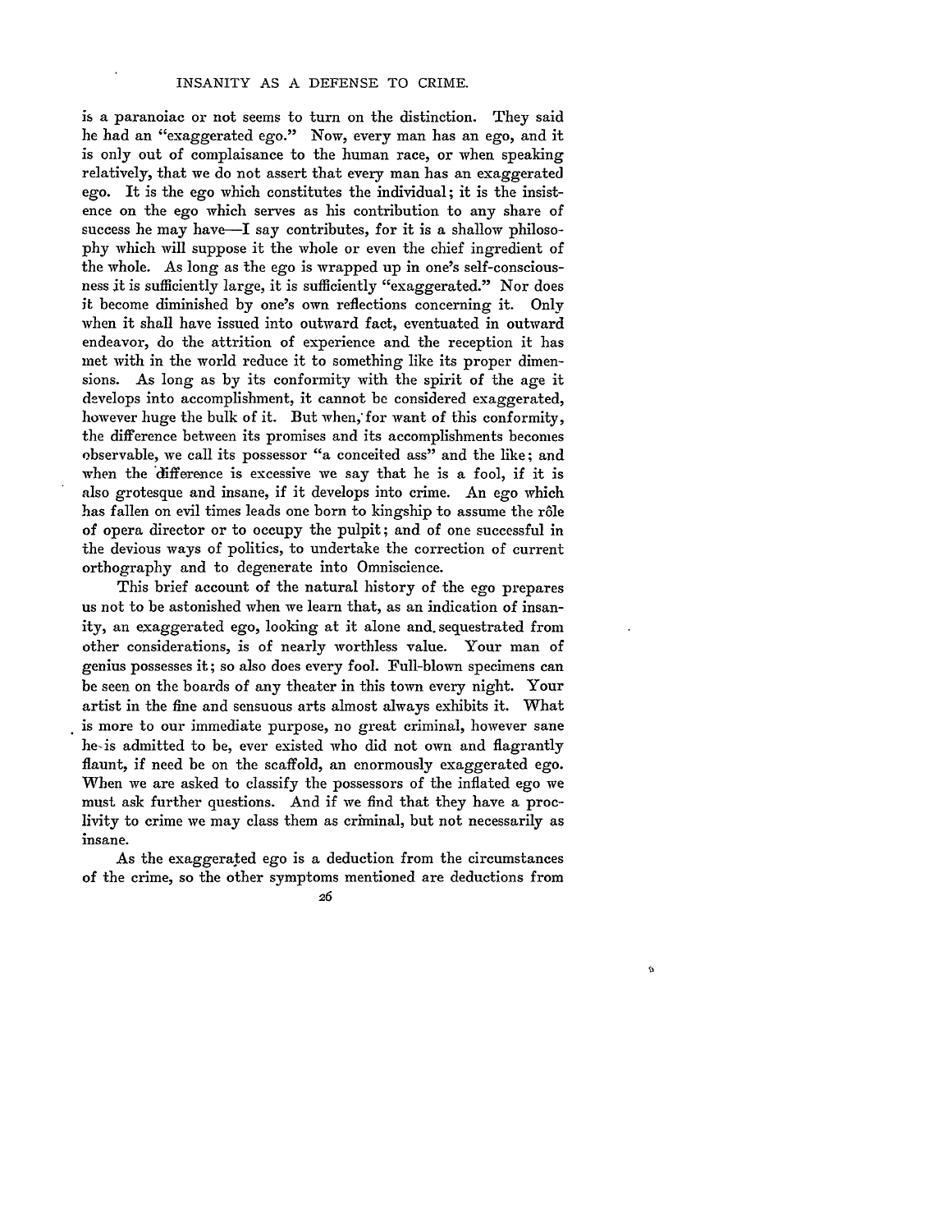is a paranoiac or not seems to turn on the distinction. They said he had an "exaggerated ego." Now, every man has an ego, and it is only out of complaisance to the human race, or when speaking relatively, that we do not assert that every man has an exaggerated ego. It is the ego which constitutes the individual; it is the insistence on the ego which serves as his contribution to any share of success he may have—I say contributes, for it is a shallow philosophy which will suppose it the whole or even the chief ingredient of the whole. As long as the ego is wrapped up in one's self-consciousness it is sufficiently large, it is sufficiently "exaggerated." Nor does it become diminished by one's own reflections concerning it. Only when it shall have issued into outward fact, eventuated in outward endeavor, do the attrition of experience and the reception it has met with in the world reduce it to something like its proper dimensions. As long as by its conformity with the spirit of the age it develops into accomplishment, it cannot be considered exaggerated, however huge the bulk of it. But when, for want of this conformity, the difference between its promises and its accomplishments becomes observable, we call its possessor "a conceited ass" and the like; and when the difference is excessive we say that he is a fool, if it is also grotesque and insane, if it develops into crime. An ego which has fallen on evil times leads one born to kingship to assume the rôle of opera director or to occupy the pulpit; and of one successful in the devious ways of politics, to undertake the correction of current orthography and to degenerate into Omniscience.

This brief account of the natural history of the ego prepares us not to be astonished when we learn that, as an indication of insanity, an exaggerated ego, looking at it alone and sequestrated from other considerations, is of nearly worthless value. Your man of genius possesses it; so also does every fool. Full-blown specimens can be seen on the boards of any theater in this town every night. Your artist in the fine and sensuous arts almost always exhibits it. What is more to our immediate purpose, no great criminal, however sane he is admitted to be, ever existed who did not own and flagrantly flaunt, if need be on the scaffold, an enormously exaggerated ego. When we are asked to classify the possessors of the inflated ego we must ask further questions. And if we find that they have a proclivity to crime we may class them as criminal, but not necessarily as insane.

As the exaggerated ego is a deduction from the circumstances of the crime, so the other symptoms mentioned are deductions from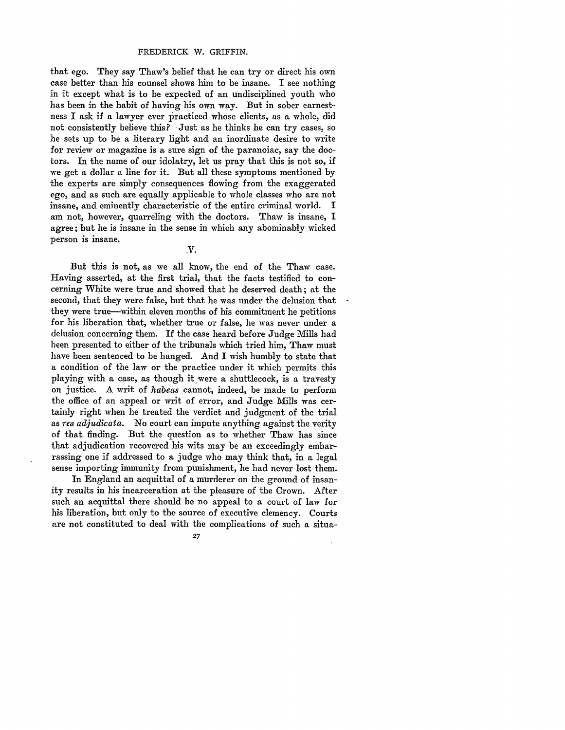that ego. They say Thaw's belief that he can try or direct his own case better than his counsel shows him to be insane. I see nothing in it except what is to be expected of an undisciplined youth who has been in the habit of having his own way. But in sober earnestness I ask if a lawyer ever practiced whose clients, as a whole, did not consistently believe this? Just as he thinks he can try cases, so he sets up to be a literary light and an inordinate desire to write for review or magazine is a sure sign of the paranoiac, say the doctors. In the name of our idolatry, let us pray that this is not so, if we get a dollar a line for it. But all these symptoms mentioned by the experts are simply consequences flowing from the exaggerated ego, and as such are equally applicable to whole classes who are not insane, and eminently characteristic of the entire criminal world. I am not, however, quarreling with the doctors. Thaw is insane, I agree; but he is insane in the sense in which any abominably wicked person is insane.

## V.

But this is not, as we all know, the end of the Thaw case. Having asserted, at the first trial, that the facts testified to concerning White were true and showed that he deserved death; at the second, that they were false, but that he was under the delusion that they were true—within eleven months of his commitment he petitions for his liberation that, whether true or false, he was never under a delusion concerning them. If the case heard before Judge Mills had been presented to either of the tribunals which tried him, Thaw must have been sentenced to be hanged. And I wish humbly to state that a condition of the law or the practice under it which permits this playing with a case, as though it were a shuttlecock, is a travesty on justice. A writ of *habeas* cannot, indeed, be made to perform the office of an appeal or writ of error, and Judge Mills was certainly right when he treated the verdict and judgment of the trial as *res adjudicata*. No court can impute anything against the verity of that finding. But the question as to whether Thaw has since that adjudication recovered his wits may be an exceedingly embarrassing one if addressed to a judge who may think that, in a legal sense importing immunity from punishment, he had never lost them.

In England an acquittal of a murderer on the ground of insanity results in his incarceration at the pleasure of the Crown. After such an acquittal there should be no appeal to a court of law for his liberation, but only to the source of executive clemency. Courts are not constituted to deal with the complications of such a situa-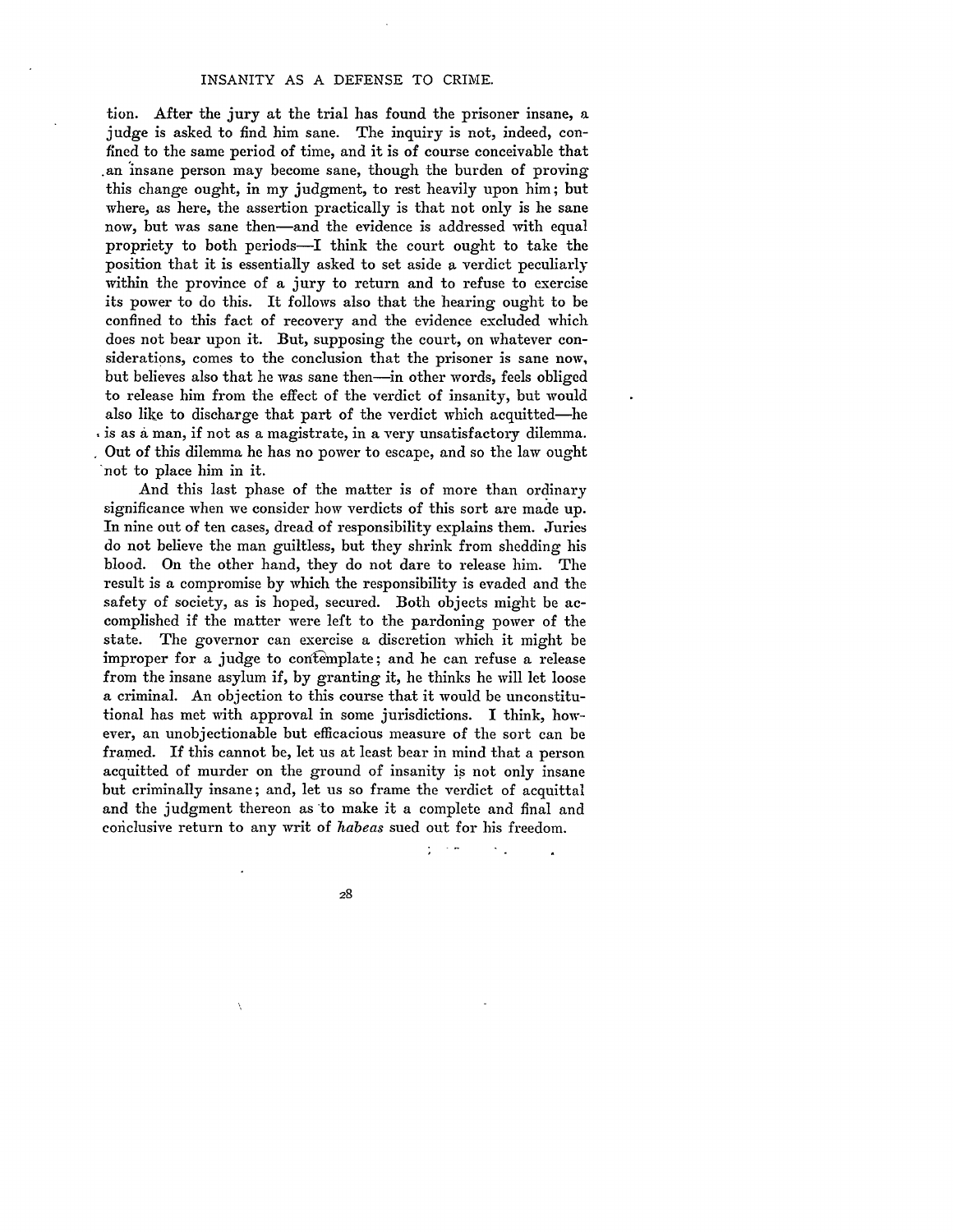tion. After the jury at the trial has found the prisoner insane, a judge is asked to find him sane. The inquiry is not, indeed, confined to the same period of time, and it is of course conceivable that an insane person may become sane, though the burden of proving this change ought, in my judgment, to rest heavily upon him; but where, as here, the assertion practically is that not only is he sane now, but was sane then—and the evidence is addressed with equal propriety to both periods—I think the court ought to take the position that it is essentially asked to set aside a verdict peculiarly within the province of a jury to return and to refuse to exercise its power to do this. It follows also that the hearing ought to be confined to this fact of recovery and the evidence excluded which does not bear upon it. But, supposing the court, on whatever considerations, comes to the conclusion that the prisoner is sane now, but believes also that he was sane then—in other words, feels obliged to release him from the effect of the verdict of insanity, but would also like to discharge that part of the verdict which acquitted—he is as a man, if not as a magistrate, in a very unsatisfactory dilemma. Out of this dilemma he has no power to escape, and so the law ought not to place him in it.

And this last phase of the matter is of more than ordinary significance when we consider how verdicts of this sort are made up. In nine out of ten cases, dread of responsibility explains them. Juries do not believe the man guiltless, but they shrink from shedding his blood. On the other hand, they do not dare to release him. The result is a compromise by which the responsibility is evaded and the safety of society, as is hoped, secured. Both objects might be accomplished if the matter were left to the pardoning power of the state. The governor can exercise a discretion which it might be improper for a judge to contemplate; and he can refuse a release from the insane asylum if, by granting it, he thinks he will let loose a criminal. An objection to this course that it would be unconstitutional has met with approval in some jurisdictions. I think, however, an unobjectionable but efficacious measure of the sort can be framed. If this cannot be, let us at least bear in mind that a person acquitted of murder on the ground of insanity is not only insane but criminally insane; and, let us so frame the verdict of acquittal and the judgment thereon as to make it a complete and final and conclusive return to any writ of *habeas* sued out for his freedom.